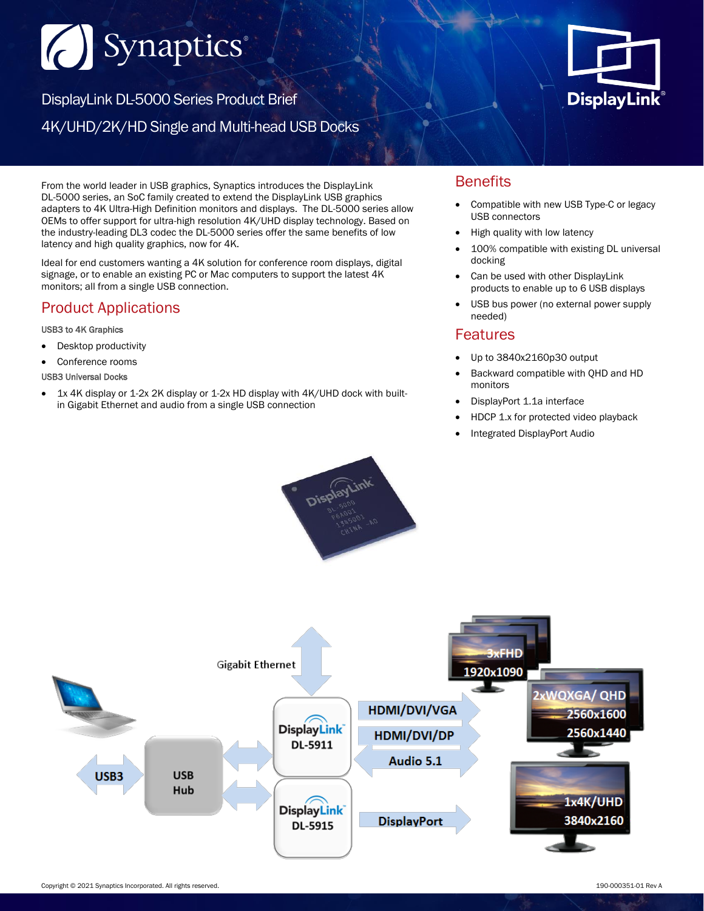# Synaptics

## DisplayLink DL-5000 Series Product Brief

## 4K/UHD/2K/HD Single and Multi-head USB Docks

From the world leader in USB graphics, Synaptics introduces the DisplayLink DL-5000 series, an SoC family created to extend the DisplayLink USB graphics adapters to 4K Ultra-High Definition monitors and displays. The DL-5000 series allow OEMs to offer support for ultra-high resolution 4K/UHD display technology. Based on the industry-leading DL3 codec the DL-5000 series offer the same benefits of low latency and high quality graphics, now for 4K.

Ideal for end customers wanting a 4K solution for conference room displays, digital signage, or to enable an existing PC or Mac computers to support the latest 4K monitors; all from a single USB connection.

## Product Applications

**USB3 to 4K Graphics**

- Desktop productivity
- Conference rooms

**USB3 Universal Docks**

- 1x 4K display or 1-2x 2K display or 1-2x HD display with 4K/UHD dock with built-in Gigabit Ethernet and audio from a single USB connection

## Benefits

- Compatible with new USB Type-C or legacy USB connectors
- High quality with low latency
- 100% compatible with existing DL universal docking
- Can be used with other DisplayLink products to enable up to 6 USB displays
- USB bus power (no external power supply needed)

## Features

- Up to 3840x2160p30 output
- Backward compatible with QHD and HD monitors
- DisplayPort 1.1a interface
- HDCP 1.x for protected video playback
- Integrated DisplayPort Audio

Copyright © 2021 Synaptics Incorporated. All rights reserved. 190-000351-01 Rev A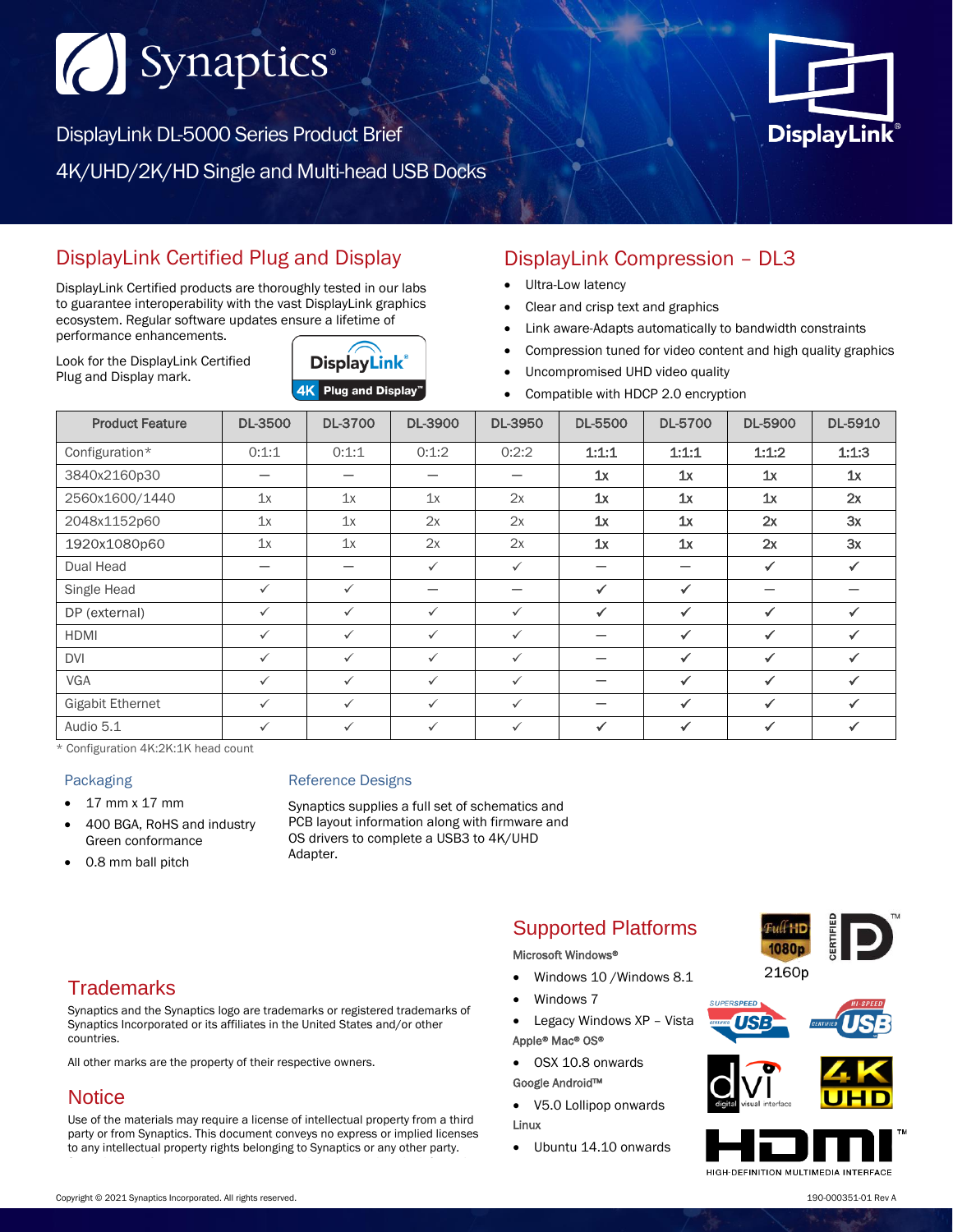# DisplayLink DL-5000 Series Product Brief

## 4K/UHD/2K/HD Single and Multi-head USB Docks

## DisplayLink Certified Plug and Display

DisplayLink Certified products are thoroughly tested in our labs to guarantee interoperability with the vast DisplayLink graphics ecosystem. Regular software updates ensure a lifetime of performance enhancements.

Look for the DisplayLink Certified Plug and Display mark.

## DisplayLink Compression – DL3

- Ultra-Low latency
- Clear and crisp text and graphics
- Link aware-Adapts automatically to bandwidth constraints
- Compression tuned for video content and high quality graphics
- Uncompromised UHD video quality
- Compatible with HDCP 2.0 encryption

| Product Feature | DL-3500 | DL-3700 | DL-3900 | DL-3950 | DL-5500 | DL-5700 | DL-5900 | DL-5910 |
|---|---|---|---|---|---|---|---|---|
| Configuration* | 0:1:1 | 0:1:1 | 0:1:2 | 0:2:2 | 1:1:1 | 1:1:1 | 1:1:2 | 1:1:3 |
| 3840x2160p30 | — | — | — | — | 1x | 1x | 1x | 1x |
| 2560x1600/1440 | 1x | 1x | 1x | 2x | 1x | 1x | 1x | 2x |
| 2048x1152p60 | 1x | 1x | 2x | 2x | 1x | 1x | 2x | 3x |
| 1920x1080p60 | 1x | 1x | 2x | 2x | 1x | 1x | 2x | 3x |
| Dual Head | — | — | ✓ | ✓ | — | — | ✓ | ✓ |
| Single Head | ✓ | ✓ | — | — | ✓ | ✓ | — | — |
| DP (external) | ✓ | ✓ | ✓ | ✓ | ✓ | ✓ | ✓ | ✓ |
| HDMI | ✓ | ✓ | ✓ | ✓ | — | ✓ | ✓ | ✓ |
| DVI | ✓ | ✓ | ✓ | ✓ | — | ✓ | ✓ | ✓ |
| VGA | ✓ | ✓ | ✓ | ✓ | — | ✓ | ✓ | ✓ |
| Gigabit Ethernet | ✓ | ✓ | ✓ | ✓ | — | ✓ | ✓ | ✓ |
| Audio 5.1 | ✓ | ✓ | ✓ | ✓ | ✓ | ✓ | ✓ | ✓ |

\* Configuration 4K:2K:1K head count

### Packaging

- 17 mm x 17 mm
- 400 BGA, RoHS and industry Green conformance
- 0.8 mm ball pitch

### Reference Designs

Synaptics supplies a full set of schematics and PCB layout information along with firmware and OS drivers to complete a USB3 to 4K/UHD Adapter.

## Supported Platforms

**Microsoft Windows®**

- Windows 10 /Windows 8.1
- Windows 7
- Legacy Windows XP – Vista

**Apple® Mac® OS®**

- OSX 10.8 onwards

**Google Android™**

- V5.0 Lollipop onwards

**Linux**

- Ubuntu 14.10 onwards

2160p

## Trademarks

Synaptics and the Synaptics logo are trademarks or registered trademarks of Synaptics Incorporated or its affiliates in the United States and/or other countries.

All other marks are the property of their respective owners.

## Notice

Use of the materials may require a license of intellectual property from a third party or from Synaptics. This document conveys no express or implied licenses to any intellectual property rights belonging to Synaptics or any other party.

Copyright © 2021 Synaptics Incorporated. All rights reserved.

190-000351-01 Rev A